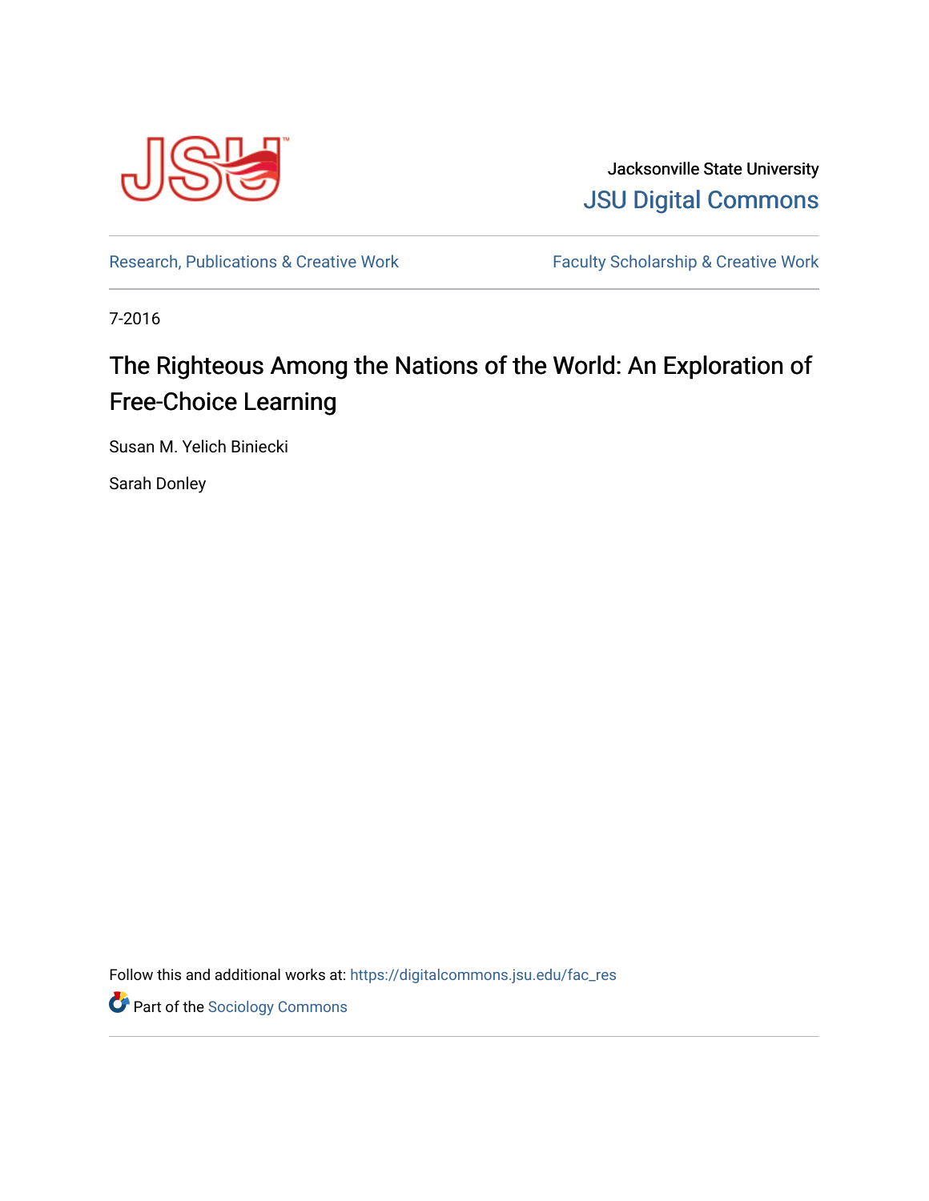Jacksonville State University

JSU Digital Commons

Research, Publications & Creative Work

Faculty Scholarship & Creative Work

7-2016

# The Righteous Among the Nations of the World: An Exploration of Free-Choice Learning

Susan M. Yelich Biniecki

Sarah Donley

Follow this and additional works at: https://digitalcommons.jsu.edu/fac_res

Part of the Sociology Commons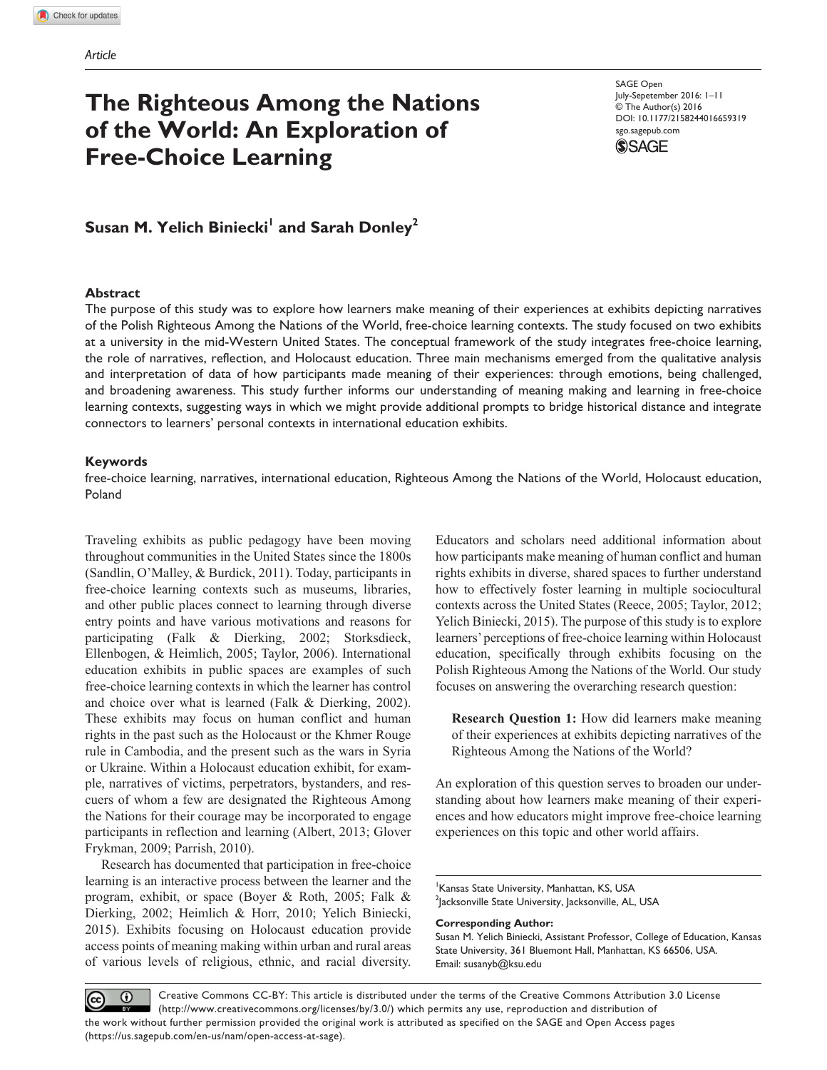Article

# The Righteous Among the Nations of the World: An Exploration of Free-Choice Learning

SAGE Open
July-Sepetember 2016: 1–11
© The Author(s) 2016
DOI: 10.1177/2158244016659319
sgo.sagepub.com

**Susan M. Yelich Biniecki[1] and Sarah Donley[2]**

## Abstract

The purpose of this study was to explore how learners make meaning of their experiences at exhibits depicting narratives of the Polish Righteous Among the Nations of the World, free-choice learning contexts. The study focused on two exhibits at a university in the mid-Western United States. The conceptual framework of the study integrates free-choice learning, the role of narratives, reflection, and Holocaust education. Three main mechanisms emerged from the qualitative analysis and interpretation of data of how participants made meaning of their experiences: through emotions, being challenged, and broadening awareness. This study further informs our understanding of meaning making and learning in free-choice learning contexts, suggesting ways in which we might provide additional prompts to bridge historical distance and integrate connectors to learners' personal contexts in international education exhibits.

## Keywords

free-choice learning, narratives, international education, Righteous Among the Nations of the World, Holocaust education, Poland

Traveling exhibits as public pedagogy have been moving throughout communities in the United States since the 1800s (Sandlin, O'Malley, & Burdick, 2011). Today, participants in free-choice learning contexts such as museums, libraries, and other public places connect to learning through diverse entry points and have various motivations and reasons for participating (Falk & Dierking, 2002; Storksdieck, Ellenbogen, & Heimlich, 2005; Taylor, 2006). International education exhibits in public spaces are examples of such free-choice learning contexts in which the learner has control and choice over what is learned (Falk & Dierking, 2002). These exhibits may focus on human conflict and human rights in the past such as the Holocaust or the Khmer Rouge rule in Cambodia, and the present such as the wars in Syria or Ukraine. Within a Holocaust education exhibit, for example, narratives of victims, perpetrators, bystanders, and rescuers of whom a few are designated the Righteous Among the Nations for their courage may be incorporated to engage participants in reflection and learning (Albert, 2013; Glover Frykman, 2009; Parrish, 2010).

Research has documented that participation in free-choice learning is an interactive process between the learner and the program, exhibit, or space (Boyer & Roth, 2005; Falk & Dierking, 2002; Heimlich & Horr, 2010; Yelich Biniecki, 2015). Exhibits focusing on Holocaust education provide access points of meaning making within urban and rural areas of various levels of religious, ethnic, and racial diversity. Educators and scholars need additional information about how participants make meaning of human conflict and human rights exhibits in diverse, shared spaces to further understand how to effectively foster learning in multiple sociocultural contexts across the United States (Reece, 2005; Taylor, 2012; Yelich Biniecki, 2015). The purpose of this study is to explore learners' perceptions of free-choice learning within Holocaust education, specifically through exhibits focusing on the Polish Righteous Among the Nations of the World. Our study focuses on answering the overarching research question:

> **Research Question 1:** How did learners make meaning of their experiences at exhibits depicting narratives of the Righteous Among the Nations of the World?

An exploration of this question serves to broaden our understanding about how learners make meaning of their experiences and how educators might improve free-choice learning experiences on this topic and other world affairs.

[1]Kansas State University, Manhattan, KS, USA
[2]Jacksonville State University, Jacksonville, AL, USA

**Corresponding Author:**
Susan M. Yelich Biniecki, Assistant Professor, College of Education, Kansas State University, 361 Bluemont Hall, Manhattan, KS 66506, USA.
Email: susanyb@ksu.edu

Creative Commons CC-BY: This article is distributed under the terms of the Creative Commons Attribution 3.0 License (http://www.creativecommons.org/licenses/by/3.0/) which permits any use, reproduction and distribution of the work without further permission provided the original work is attributed as specified on the SAGE and Open Access pages (https://us.sagepub.com/en-us/nam/open-access-at-sage).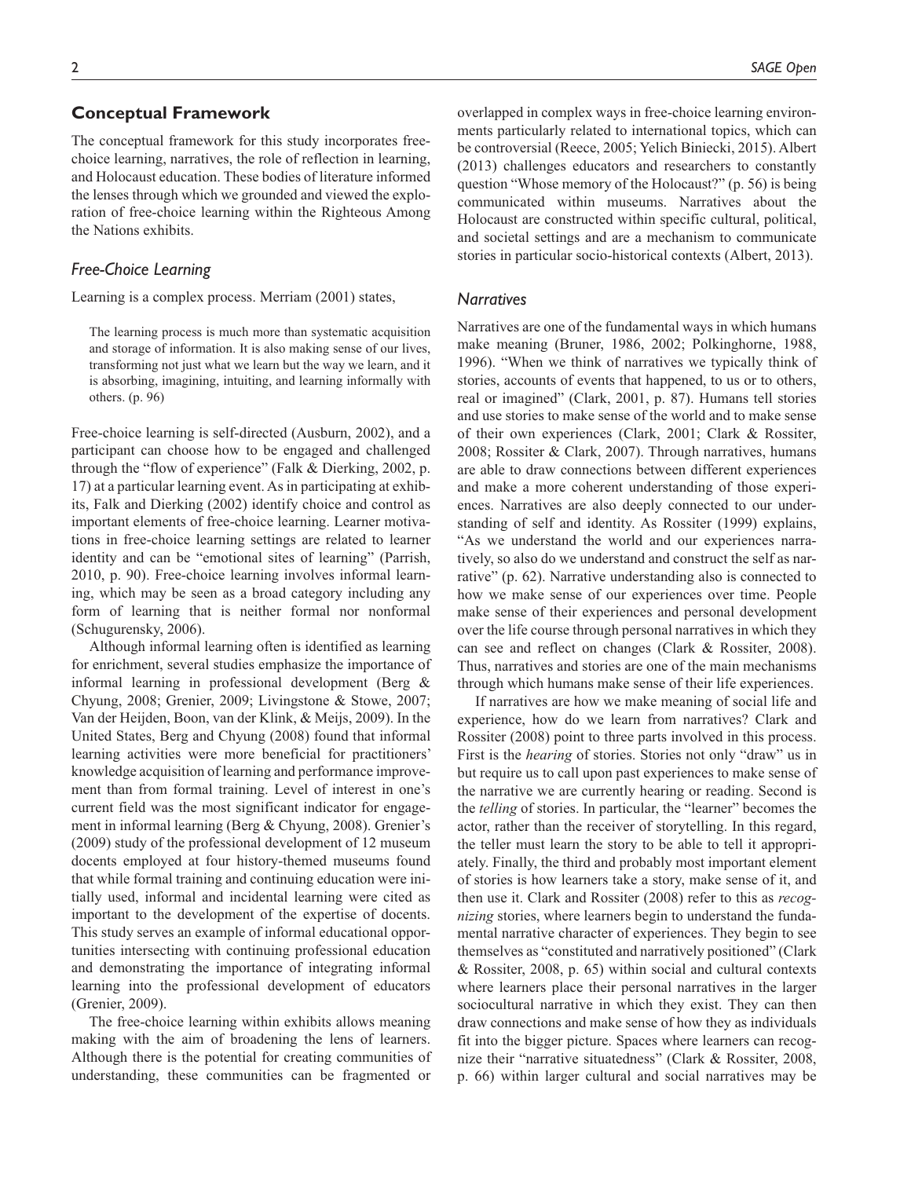## Conceptual Framework

The conceptual framework for this study incorporates free-choice learning, narratives, the role of reflection in learning, and Holocaust education. These bodies of literature informed the lenses through which we grounded and viewed the exploration of free-choice learning within the Righteous Among the Nations exhibits.

### *Free-Choice Learning*

Learning is a complex process. Merriam (2001) states,

> The learning process is much more than systematic acquisition and storage of information. It is also making sense of our lives, transforming not just what we learn but the way we learn, and it is absorbing, imagining, intuiting, and learning informally with others. (p. 96)

Free-choice learning is self-directed (Ausburn, 2002), and a participant can choose how to be engaged and challenged through the "flow of experience" (Falk & Dierking, 2002, p. 17) at a particular learning event. As in participating at exhibits, Falk and Dierking (2002) identify choice and control as important elements of free-choice learning. Learner motivations in free-choice learning settings are related to learner identity and can be "emotional sites of learning" (Parrish, 2010, p. 90). Free-choice learning involves informal learning, which may be seen as a broad category including any form of learning that is neither formal nor nonformal (Schugurensky, 2006).

Although informal learning often is identified as learning for enrichment, several studies emphasize the importance of informal learning in professional development (Berg & Chyung, 2008; Grenier, 2009; Livingstone & Stowe, 2007; Van der Heijden, Boon, van der Klink, & Meijs, 2009). In the United States, Berg and Chyung (2008) found that informal learning activities were more beneficial for practitioners' knowledge acquisition of learning and performance improvement than from formal training. Level of interest in one's current field was the most significant indicator for engagement in informal learning (Berg & Chyung, 2008). Grenier's (2009) study of the professional development of 12 museum docents employed at four history-themed museums found that while formal training and continuing education were initially used, informal and incidental learning were cited as important to the development of the expertise of docents. This study serves an example of informal educational opportunities intersecting with continuing professional education and demonstrating the importance of integrating informal learning into the professional development of educators (Grenier, 2009).

The free-choice learning within exhibits allows meaning making with the aim of broadening the lens of learners. Although there is the potential for creating communities of understanding, these communities can be fragmented or overlapped in complex ways in free-choice learning environments particularly related to international topics, which can be controversial (Reece, 2005; Yelich Biniecki, 2015). Albert (2013) challenges educators and researchers to constantly question "Whose memory of the Holocaust?" (p. 56) is being communicated within museums. Narratives about the Holocaust are constructed within specific cultural, political, and societal settings and are a mechanism to communicate stories in particular socio-historical contexts (Albert, 2013).

### *Narratives*

Narratives are one of the fundamental ways in which humans make meaning (Bruner, 1986, 2002; Polkinghorne, 1988, 1996). "When we think of narratives we typically think of stories, accounts of events that happened, to us or to others, real or imagined" (Clark, 2001, p. 87). Humans tell stories and use stories to make sense of the world and to make sense of their own experiences (Clark, 2001; Clark & Rossiter, 2008; Rossiter & Clark, 2007). Through narratives, humans are able to draw connections between different experiences and make a more coherent understanding of those experiences. Narratives are also deeply connected to our understanding of self and identity. As Rossiter (1999) explains, "As we understand the world and our experiences narratively, so also do we understand and construct the self as narrative" (p. 62). Narrative understanding also is connected to how we make sense of our experiences over time. People make sense of their experiences and personal development over the life course through personal narratives in which they can see and reflect on changes (Clark & Rossiter, 2008). Thus, narratives and stories are one of the main mechanisms through which humans make sense of their life experiences.

If narratives are how we make meaning of social life and experience, how do we learn from narratives? Clark and Rossiter (2008) point to three parts involved in this process. First is the *hearing* of stories. Stories not only "draw" us in but require us to call upon past experiences to make sense of the narrative we are currently hearing or reading. Second is the *telling* of stories. In particular, the "learner" becomes the actor, rather than the receiver of storytelling. In this regard, the teller must learn the story to be able to tell it appropriately. Finally, the third and probably most important element of stories is how learners take a story, make sense of it, and then use it. Clark and Rossiter (2008) refer to this as *recognizing* stories, where learners begin to understand the fundamental narrative character of experiences. They begin to see themselves as "constituted and narratively positioned" (Clark & Rossiter, 2008, p. 65) within social and cultural contexts where learners place their personal narratives in the larger sociocultural narrative in which they exist. They can then draw connections and make sense of how they as individuals fit into the bigger picture. Spaces where learners can recognize their "narrative situatedness" (Clark & Rossiter, 2008, p. 66) within larger cultural and social narratives may be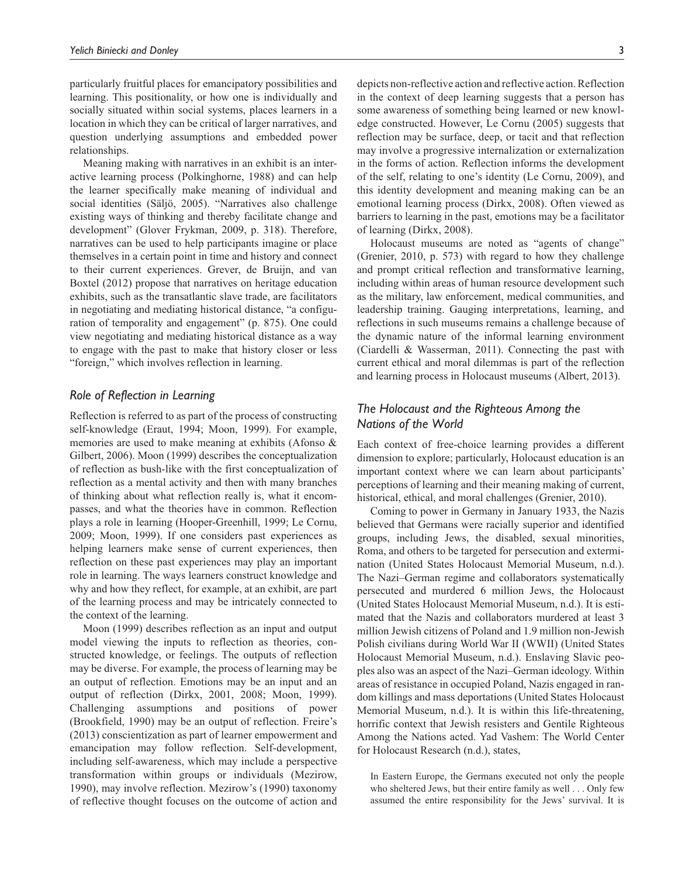particularly fruitful places for emancipatory possibilities and learning. This positionality, or how one is individually and socially situated within social systems, places learners in a location in which they can be critical of larger narratives, and question underlying assumptions and embedded power relationships.

Meaning making with narratives in an exhibit is an interactive learning process (Polkinghorne, 1988) and can help the learner specifically make meaning of individual and social identities (Säljö, 2005). "Narratives also challenge existing ways of thinking and thereby facilitate change and development" (Glover Frykman, 2009, p. 318). Therefore, narratives can be used to help participants imagine or place themselves in a certain point in time and history and connect to their current experiences. Grever, de Bruijn, and van Boxtel (2012) propose that narratives on heritage education exhibits, such as the transatlantic slave trade, are facilitators in negotiating and mediating historical distance, "a configuration of temporality and engagement" (p. 875). One could view negotiating and mediating historical distance as a way to engage with the past to make that history closer or less "foreign," which involves reflection in learning.

### *Role of Reflection in Learning*

Reflection is referred to as part of the process of constructing self-knowledge (Eraut, 1994; Moon, 1999). For example, memories are used to make meaning at exhibits (Afonso & Gilbert, 2006). Moon (1999) describes the conceptualization of reflection as bush-like with the first conceptualization of reflection as a mental activity and then with many branches of thinking about what reflection really is, what it encompasses, and what the theories have in common. Reflection plays a role in learning (Hooper-Greenhill, 1999; Le Cornu, 2009; Moon, 1999). If one considers past experiences as helping learners make sense of current experiences, then reflection on these past experiences may play an important role in learning. The ways learners construct knowledge and why and how they reflect, for example, at an exhibit, are part of the learning process and may be intricately connected to the context of the learning.

Moon (1999) describes reflection as an input and output model viewing the inputs to reflection as theories, constructed knowledge, or feelings. The outputs of reflection may be diverse. For example, the process of learning may be an output of reflection. Emotions may be an input and an output of reflection (Dirkx, 2001, 2008; Moon, 1999). Challenging assumptions and positions of power (Brookfield, 1990) may be an output of reflection. Freire's (2013) conscientization as part of learner empowerment and emancipation may follow reflection. Self-development, including self-awareness, which may include a perspective transformation within groups or individuals (Mezirow, 1990), may involve reflection. Mezirow's (1990) taxonomy of reflective thought focuses on the outcome of action and depicts non-reflective action and reflective action. Reflection in the context of deep learning suggests that a person has some awareness of something being learned or new knowledge constructed. However, Le Cornu (2005) suggests that reflection may be surface, deep, or tacit and that reflection may involve a progressive internalization or externalization in the forms of action. Reflection informs the development of the self, relating to one's identity (Le Cornu, 2009), and this identity development and meaning making can be an emotional learning process (Dirkx, 2008). Often viewed as barriers to learning in the past, emotions may be a facilitator of learning (Dirkx, 2008).

Holocaust museums are noted as "agents of change" (Grenier, 2010, p. 573) with regard to how they challenge and prompt critical reflection and transformative learning, including within areas of human resource development such as the military, law enforcement, medical communities, and leadership training. Gauging interpretations, learning, and reflections in such museums remains a challenge because of the dynamic nature of the informal learning environment (Ciardelli & Wasserman, 2011). Connecting the past with current ethical and moral dilemmas is part of the reflection and learning process in Holocaust museums (Albert, 2013).

### *The Holocaust and the Righteous Among the Nations of the World*

Each context of free-choice learning provides a different dimension to explore; particularly, Holocaust education is an important context where we can learn about participants' perceptions of learning and their meaning making of current, historical, ethical, and moral challenges (Grenier, 2010).

Coming to power in Germany in January 1933, the Nazis believed that Germans were racially superior and identified groups, including Jews, the disabled, sexual minorities, Roma, and others to be targeted for persecution and extermination (United States Holocaust Memorial Museum, n.d.). The Nazi–German regime and collaborators systematically persecuted and murdered 6 million Jews, the Holocaust (United States Holocaust Memorial Museum, n.d.). It is estimated that the Nazis and collaborators murdered at least 3 million Jewish citizens of Poland and 1.9 million non-Jewish Polish civilians during World War II (WWII) (United States Holocaust Memorial Museum, n.d.). Enslaving Slavic peoples also was an aspect of the Nazi–German ideology. Within areas of resistance in occupied Poland, Nazis engaged in random killings and mass deportations (United States Holocaust Memorial Museum, n.d.). It is within this life-threatening, horrific context that Jewish resisters and Gentile Righteous Among the Nations acted. Yad Vashem: The World Center for Holocaust Research (n.d.), states,

> In Eastern Europe, the Germans executed not only the people who sheltered Jews, but their entire family as well . . . Only few assumed the entire responsibility for the Jews' survival. It is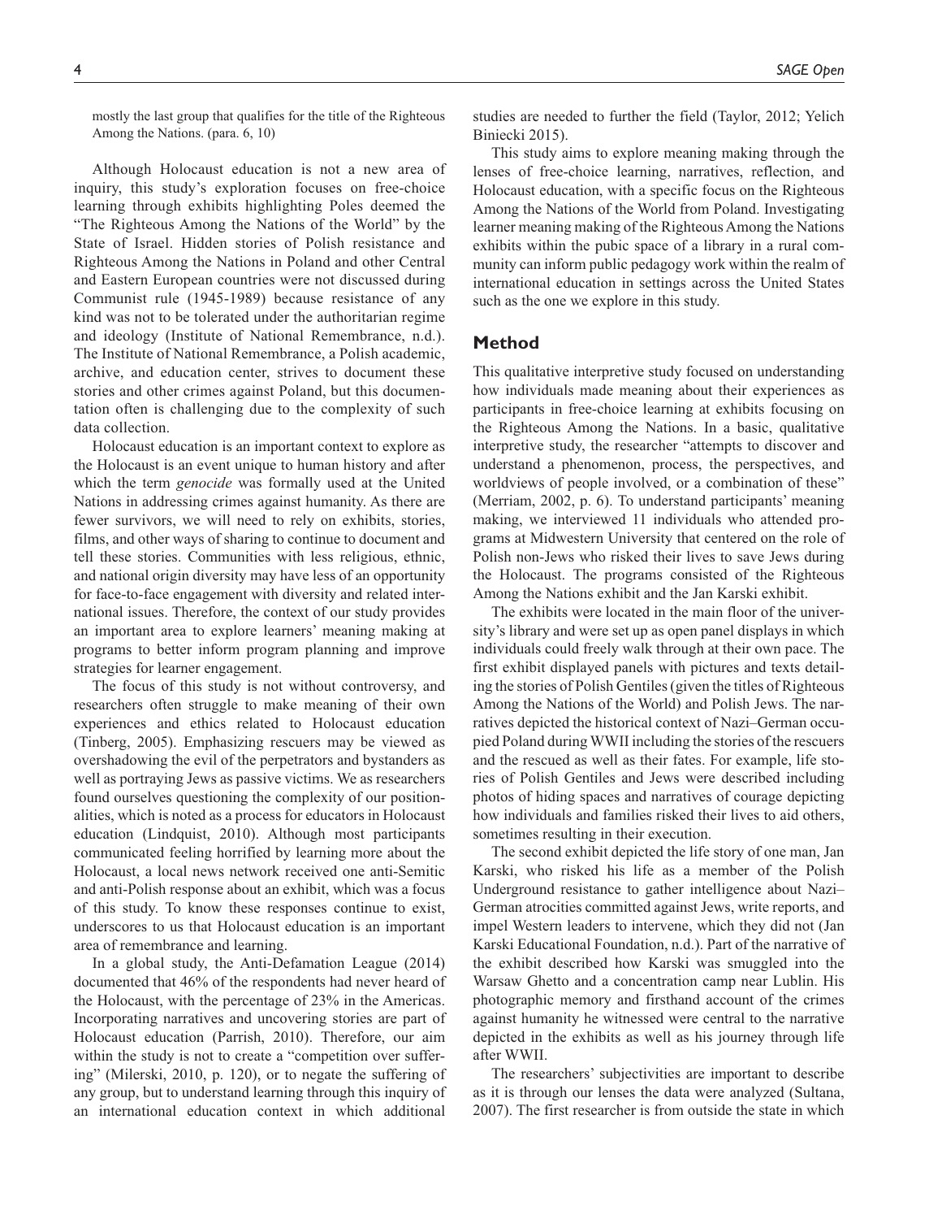mostly the last group that qualifies for the title of the Righteous Among the Nations. (para. 6, 10)

Although Holocaust education is not a new area of inquiry, this study's exploration focuses on free-choice learning through exhibits highlighting Poles deemed the "The Righteous Among the Nations of the World" by the State of Israel. Hidden stories of Polish resistance and Righteous Among the Nations in Poland and other Central and Eastern European countries were not discussed during Communist rule (1945-1989) because resistance of any kind was not to be tolerated under the authoritarian regime and ideology (Institute of National Remembrance, n.d.). The Institute of National Remembrance, a Polish academic, archive, and education center, strives to document these stories and other crimes against Poland, but this documentation often is challenging due to the complexity of such data collection.

Holocaust education is an important context to explore as the Holocaust is an event unique to human history and after which the term *genocide* was formally used at the United Nations in addressing crimes against humanity. As there are fewer survivors, we will need to rely on exhibits, stories, films, and other ways of sharing to continue to document and tell these stories. Communities with less religious, ethnic, and national origin diversity may have less of an opportunity for face-to-face engagement with diversity and related international issues. Therefore, the context of our study provides an important area to explore learners' meaning making at programs to better inform program planning and improve strategies for learner engagement.

The focus of this study is not without controversy, and researchers often struggle to make meaning of their own experiences and ethics related to Holocaust education (Tinberg, 2005). Emphasizing rescuers may be viewed as overshadowing the evil of the perpetrators and bystanders as well as portraying Jews as passive victims. We as researchers found ourselves questioning the complexity of our positionalities, which is noted as a process for educators in Holocaust education (Lindquist, 2010). Although most participants communicated feeling horrified by learning more about the Holocaust, a local news network received one anti-Semitic and anti-Polish response about an exhibit, which was a focus of this study. To know these responses continue to exist, underscores to us that Holocaust education is an important area of remembrance and learning.

In a global study, the Anti-Defamation League (2014) documented that 46% of the respondents had never heard of the Holocaust, with the percentage of 23% in the Americas. Incorporating narratives and uncovering stories are part of Holocaust education (Parrish, 2010). Therefore, our aim within the study is not to create a "competition over suffering" (Milerski, 2010, p. 120), or to negate the suffering of any group, but to understand learning through this inquiry of an international education context in which additional studies are needed to further the field (Taylor, 2012; Yelich Biniecki 2015).

This study aims to explore meaning making through the lenses of free-choice learning, narratives, reflection, and Holocaust education, with a specific focus on the Righteous Among the Nations of the World from Poland. Investigating learner meaning making of the Righteous Among the Nations exhibits within the pubic space of a library in a rural community can inform public pedagogy work within the realm of international education in settings across the United States such as the one we explore in this study.

## Method

This qualitative interpretive study focused on understanding how individuals made meaning about their experiences as participants in free-choice learning at exhibits focusing on the Righteous Among the Nations. In a basic, qualitative interpretive study, the researcher "attempts to discover and understand a phenomenon, process, the perspectives, and worldviews of people involved, or a combination of these" (Merriam, 2002, p. 6). To understand participants' meaning making, we interviewed 11 individuals who attended programs at Midwestern University that centered on the role of Polish non-Jews who risked their lives to save Jews during the Holocaust. The programs consisted of the Righteous Among the Nations exhibit and the Jan Karski exhibit.

The exhibits were located in the main floor of the university's library and were set up as open panel displays in which individuals could freely walk through at their own pace. The first exhibit displayed panels with pictures and texts detailing the stories of Polish Gentiles (given the titles of Righteous Among the Nations of the World) and Polish Jews. The narratives depicted the historical context of Nazi–German occupied Poland during WWII including the stories of the rescuers and the rescued as well as their fates. For example, life stories of Polish Gentiles and Jews were described including photos of hiding spaces and narratives of courage depicting how individuals and families risked their lives to aid others, sometimes resulting in their execution.

The second exhibit depicted the life story of one man, Jan Karski, who risked his life as a member of the Polish Underground resistance to gather intelligence about Nazi–German atrocities committed against Jews, write reports, and impel Western leaders to intervene, which they did not (Jan Karski Educational Foundation, n.d.). Part of the narrative of the exhibit described how Karski was smuggled into the Warsaw Ghetto and a concentration camp near Lublin. His photographic memory and firsthand account of the crimes against humanity he witnessed were central to the narrative depicted in the exhibits as well as his journey through life after WWII.

The researchers' subjectivities are important to describe as it is through our lenses the data were analyzed (Sultana, 2007). The first researcher is from outside the state in which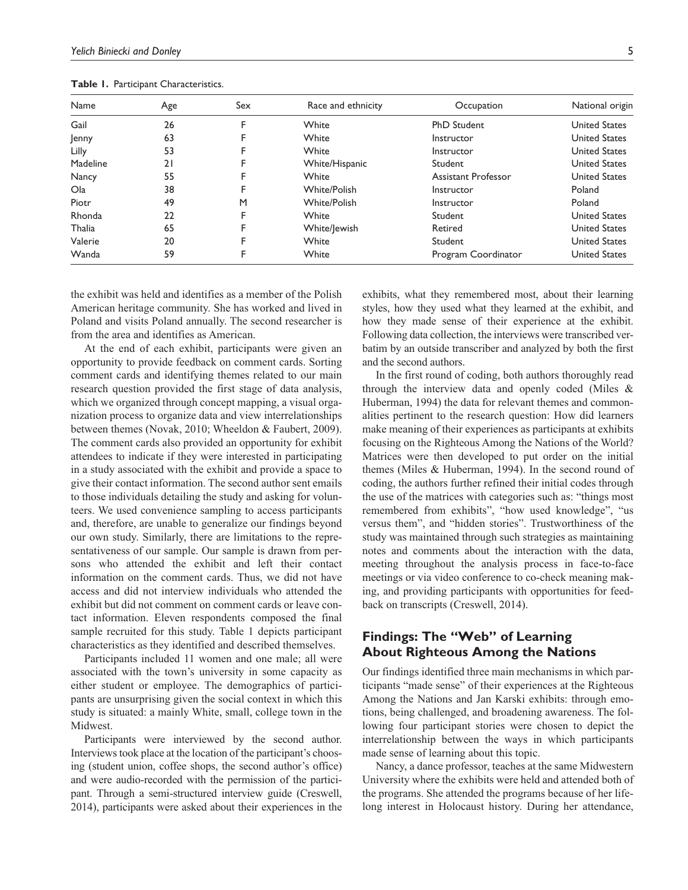**Table 1.** Participant Characteristics.

| Name | Age | Sex | Race and ethnicity | Occupation | National origin |
|---|---|---|---|---|---|
| Gail | 26 | F | White | PhD Student | United States |
| Jenny | 63 | F | White | Instructor | United States |
| Lilly | 53 | F | White | Instructor | United States |
| Madeline | 21 | F | White/Hispanic | Student | United States |
| Nancy | 55 | F | White | Assistant Professor | United States |
| Ola | 38 | F | White/Polish | Instructor | Poland |
| Piotr | 49 | M | White/Polish | Instructor | Poland |
| Rhonda | 22 | F | White | Student | United States |
| Thalia | 65 | F | White/Jewish | Retired | United States |
| Valerie | 20 | F | White | Student | United States |
| Wanda | 59 | F | White | Program Coordinator | United States |

the exhibit was held and identifies as a member of the Polish American heritage community. She has worked and lived in Poland and visits Poland annually. The second researcher is from the area and identifies as American.

At the end of each exhibit, participants were given an opportunity to provide feedback on comment cards. Sorting comment cards and identifying themes related to our main research question provided the first stage of data analysis, which we organized through concept mapping, a visual organization process to organize data and view interrelationships between themes (Novak, 2010; Wheeldon & Faubert, 2009). The comment cards also provided an opportunity for exhibit attendees to indicate if they were interested in participating in a study associated with the exhibit and provide a space to give their contact information. The second author sent emails to those individuals detailing the study and asking for volunteers. We used convenience sampling to access participants and, therefore, are unable to generalize our findings beyond our own study. Similarly, there are limitations to the representativeness of our sample. Our sample is drawn from persons who attended the exhibit and left their contact information on the comment cards. Thus, we did not have access and did not interview individuals who attended the exhibit but did not comment on comment cards or leave contact information. Eleven respondents composed the final sample recruited for this study. Table 1 depicts participant characteristics as they identified and described themselves.

Participants included 11 women and one male; all were associated with the town's university in some capacity as either student or employee. The demographics of participants are unsurprising given the social context in which this study is situated: a mainly White, small, college town in the Midwest.

Participants were interviewed by the second author. Interviews took place at the location of the participant's choosing (student union, coffee shops, the second author's office) and were audio-recorded with the permission of the participant. Through a semi-structured interview guide (Creswell, 2014), participants were asked about their experiences in the exhibits, what they remembered most, about their learning styles, how they used what they learned at the exhibit, and how they made sense of their experience at the exhibit. Following data collection, the interviews were transcribed verbatim by an outside transcriber and analyzed by both the first and the second authors.

In the first round of coding, both authors thoroughly read through the interview data and openly coded (Miles & Huberman, 1994) the data for relevant themes and commonalities pertinent to the research question: How did learners make meaning of their experiences as participants at exhibits focusing on the Righteous Among the Nations of the World? Matrices were then developed to put order on the initial themes (Miles & Huberman, 1994). In the second round of coding, the authors further refined their initial codes through the use of the matrices with categories such as: "things most remembered from exhibits", "how used knowledge", "us versus them", and "hidden stories". Trustworthiness of the study was maintained through such strategies as maintaining notes and comments about the interaction with the data, meeting throughout the analysis process in face-to-face meetings or via video conference to co-check meaning making, and providing participants with opportunities for feedback on transcripts (Creswell, 2014).

## Findings: The "Web" of Learning About Righteous Among the Nations

Our findings identified three main mechanisms in which participants "made sense" of their experiences at the Righteous Among the Nations and Jan Karski exhibits: through emotions, being challenged, and broadening awareness. The following four participant stories were chosen to depict the interrelationship between the ways in which participants made sense of learning about this topic.

Nancy, a dance professor, teaches at the same Midwestern University where the exhibits were held and attended both of the programs. She attended the programs because of her lifelong interest in Holocaust history. During her attendance,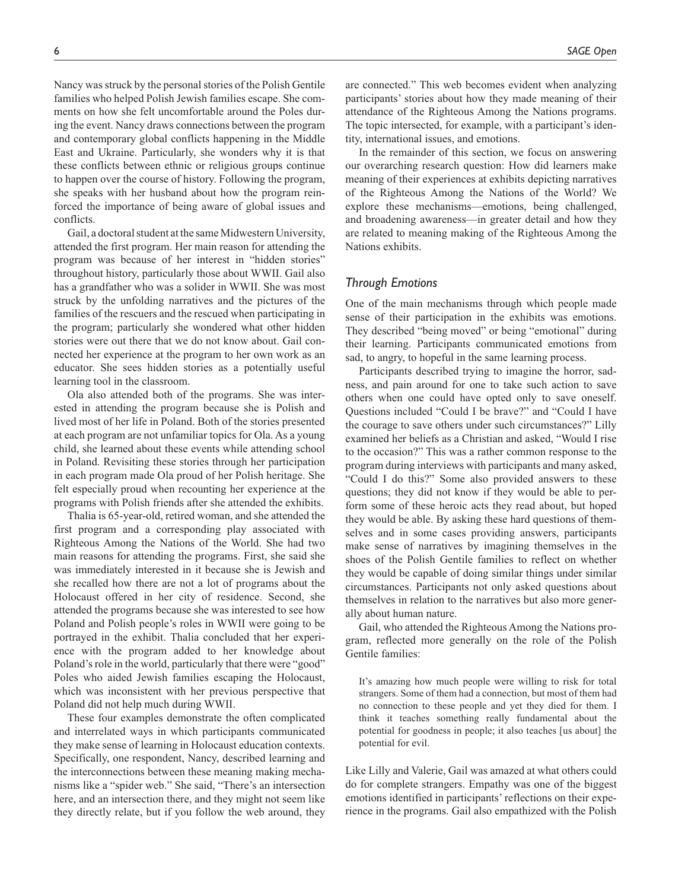Nancy was struck by the personal stories of the Polish Gentile families who helped Polish Jewish families escape. She comments on how she felt uncomfortable around the Poles during the event. Nancy draws connections between the program and contemporary global conflicts happening in the Middle East and Ukraine. Particularly, she wonders why it is that these conflicts between ethnic or religious groups continue to happen over the course of history. Following the program, she speaks with her husband about how the program reinforced the importance of being aware of global issues and conflicts.

Gail, a doctoral student at the same Midwestern University, attended the first program. Her main reason for attending the program was because of her interest in "hidden stories" throughout history, particularly those about WWII. Gail also has a grandfather who was a solider in WWII. She was most struck by the unfolding narratives and the pictures of the families of the rescuers and the rescued when participating in the program; particularly she wondered what other hidden stories were out there that we do not know about. Gail connected her experience at the program to her own work as an educator. She sees hidden stories as a potentially useful learning tool in the classroom.

Ola also attended both of the programs. She was interested in attending the program because she is Polish and lived most of her life in Poland. Both of the stories presented at each program are not unfamiliar topics for Ola. As a young child, she learned about these events while attending school in Poland. Revisiting these stories through her participation in each program made Ola proud of her Polish heritage. She felt especially proud when recounting her experience at the programs with Polish friends after she attended the exhibits.

Thalia is 65-year-old, retired woman, and she attended the first program and a corresponding play associated with Righteous Among the Nations of the World. She had two main reasons for attending the programs. First, she said she was immediately interested in it because she is Jewish and she recalled how there are not a lot of programs about the Holocaust offered in her city of residence. Second, she attended the programs because she was interested to see how Poland and Polish people's roles in WWII were going to be portrayed in the exhibit. Thalia concluded that her experience with the program added to her knowledge about Poland's role in the world, particularly that there were "good" Poles who aided Jewish families escaping the Holocaust, which was inconsistent with her previous perspective that Poland did not help much during WWII.

These four examples demonstrate the often complicated and interrelated ways in which participants communicated they make sense of learning in Holocaust education contexts. Specifically, one respondent, Nancy, described learning and the interconnections between these meaning making mechanisms like a "spider web." She said, "There's an intersection here, and an intersection there, and they might not seem like they directly relate, but if you follow the web around, they are connected." This web becomes evident when analyzing participants' stories about how they made meaning of their attendance of the Righteous Among the Nations programs. The topic intersected, for example, with a participant's identity, international issues, and emotions.

In the remainder of this section, we focus on answering our overarching research question: How did learners make meaning of their experiences at exhibits depicting narratives of the Righteous Among the Nations of the World? We explore these mechanisms—emotions, being challenged, and broadening awareness—in greater detail and how they are related to meaning making of the Righteous Among the Nations exhibits.

### *Through Emotions*

One of the main mechanisms through which people made sense of their participation in the exhibits was emotions. They described "being moved" or being "emotional" during their learning. Participants communicated emotions from sad, to angry, to hopeful in the same learning process.

Participants described trying to imagine the horror, sadness, and pain around for one to take such action to save others when one could have opted only to save oneself. Questions included "Could I be brave?" and "Could I have the courage to save others under such circumstances?" Lilly examined her beliefs as a Christian and asked, "Would I rise to the occasion?" This was a rather common response to the program during interviews with participants and many asked, "Could I do this?" Some also provided answers to these questions; they did not know if they would be able to perform some of these heroic acts they read about, but hoped they would be able. By asking these hard questions of themselves and in some cases providing answers, participants make sense of narratives by imagining themselves in the shoes of the Polish Gentile families to reflect on whether they would be capable of doing similar things under similar circumstances. Participants not only asked questions about themselves in relation to the narratives but also more generally about human nature.

Gail, who attended the Righteous Among the Nations program, reflected more generally on the role of the Polish Gentile families:

> It's amazing how much people were willing to risk for total strangers. Some of them had a connection, but most of them had no connection to these people and yet they died for them. I think it teaches something really fundamental about the potential for goodness in people; it also teaches [us about] the potential for evil.

Like Lilly and Valerie, Gail was amazed at what others could do for complete strangers. Empathy was one of the biggest emotions identified in participants' reflections on their experience in the programs. Gail also empathized with the Polish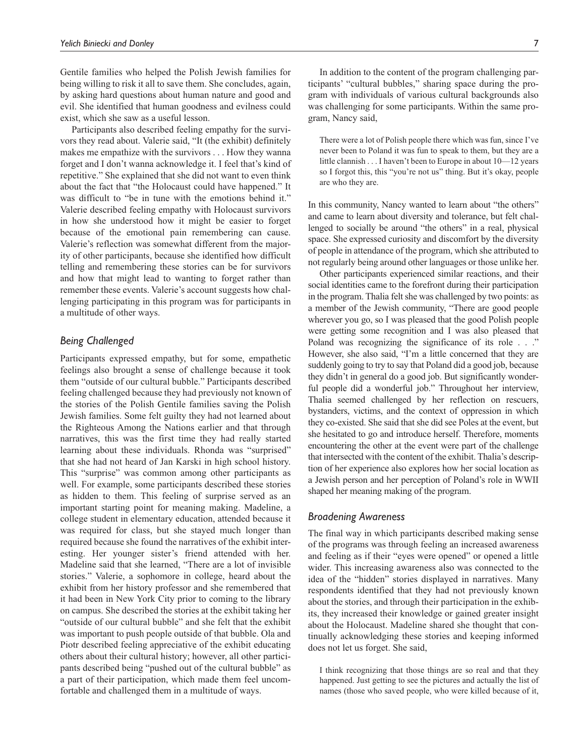Gentile families who helped the Polish Jewish families for being willing to risk it all to save them. She concludes, again, by asking hard questions about human nature and good and evil. She identified that human goodness and evilness could exist, which she saw as a useful lesson.

Participants also described feeling empathy for the survivors they read about. Valerie said, "It (the exhibit) definitely makes me empathize with the survivors . . . How they wanna forget and I don't wanna acknowledge it. I feel that's kind of repetitive." She explained that she did not want to even think about the fact that "the Holocaust could have happened." It was difficult to "be in tune with the emotions behind it." Valerie described feeling empathy with Holocaust survivors in how she understood how it might be easier to forget because of the emotional pain remembering can cause. Valerie's reflection was somewhat different from the majority of other participants, because she identified how difficult telling and remembering these stories can be for survivors and how that might lead to wanting to forget rather than remember these events. Valerie's account suggests how challenging participating in this program was for participants in a multitude of other ways.

### *Being Challenged*

Participants expressed empathy, but for some, empathetic feelings also brought a sense of challenge because it took them "outside of our cultural bubble." Participants described feeling challenged because they had previously not known of the stories of the Polish Gentile families saving the Polish Jewish families. Some felt guilty they had not learned about the Righteous Among the Nations earlier and that through narratives, this was the first time they had really started learning about these individuals. Rhonda was "surprised" that she had not heard of Jan Karski in high school history. This "surprise" was common among other participants as well. For example, some participants described these stories as hidden to them. This feeling of surprise served as an important starting point for meaning making. Madeline, a college student in elementary education, attended because it was required for class, but she stayed much longer than required because she found the narratives of the exhibit interesting. Her younger sister's friend attended with her. Madeline said that she learned, "There are a lot of invisible stories." Valerie, a sophomore in college, heard about the exhibit from her history professor and she remembered that it had been in New York City prior to coming to the library on campus. She described the stories at the exhibit taking her "outside of our cultural bubble" and she felt that the exhibit was important to push people outside of that bubble. Ola and Piotr described feeling appreciative of the exhibit educating others about their cultural history; however, all other participants described being "pushed out of the cultural bubble" as a part of their participation, which made them feel uncomfortable and challenged them in a multitude of ways.

In addition to the content of the program challenging participants' "cultural bubbles," sharing space during the program with individuals of various cultural backgrounds also was challenging for some participants. Within the same program, Nancy said,

> There were a lot of Polish people there which was fun, since I've never been to Poland it was fun to speak to them, but they are a little clannish . . . I haven't been to Europe in about 10—12 years so I forgot this, this "you're not us" thing. But it's okay, people are who they are.

In this community, Nancy wanted to learn about "the others" and came to learn about diversity and tolerance, but felt challenged to socially be around "the others" in a real, physical space. She expressed curiosity and discomfort by the diversity of people in attendance of the program, which she attributed to not regularly being around other languages or those unlike her.

Other participants experienced similar reactions, and their social identities came to the forefront during their participation in the program. Thalia felt she was challenged by two points: as a member of the Jewish community, "There are good people wherever you go, so I was pleased that the good Polish people were getting some recognition and I was also pleased that Poland was recognizing the significance of its role . . ." However, she also said, "I'm a little concerned that they are suddenly going to try to say that Poland did a good job, because they didn't in general do a good job. But significantly wonderful people did a wonderful job." Throughout her interview, Thalia seemed challenged by her reflection on rescuers, bystanders, victims, and the context of oppression in which they co-existed. She said that she did see Poles at the event, but she hesitated to go and introduce herself. Therefore, moments encountering the other at the event were part of the challenge that intersected with the content of the exhibit. Thalia's description of her experience also explores how her social location as a Jewish person and her perception of Poland's role in WWII shaped her meaning making of the program.

### *Broadening Awareness*

The final way in which participants described making sense of the programs was through feeling an increased awareness and feeling as if their "eyes were opened" or opened a little wider. This increasing awareness also was connected to the idea of the "hidden" stories displayed in narratives. Many respondents identified that they had not previously known about the stories, and through their participation in the exhibits, they increased their knowledge or gained greater insight about the Holocaust. Madeline shared she thought that continually acknowledging these stories and keeping informed does not let us forget. She said,

> I think recognizing that those things are so real and that they happened. Just getting to see the pictures and actually the list of names (those who saved people, who were killed because of it,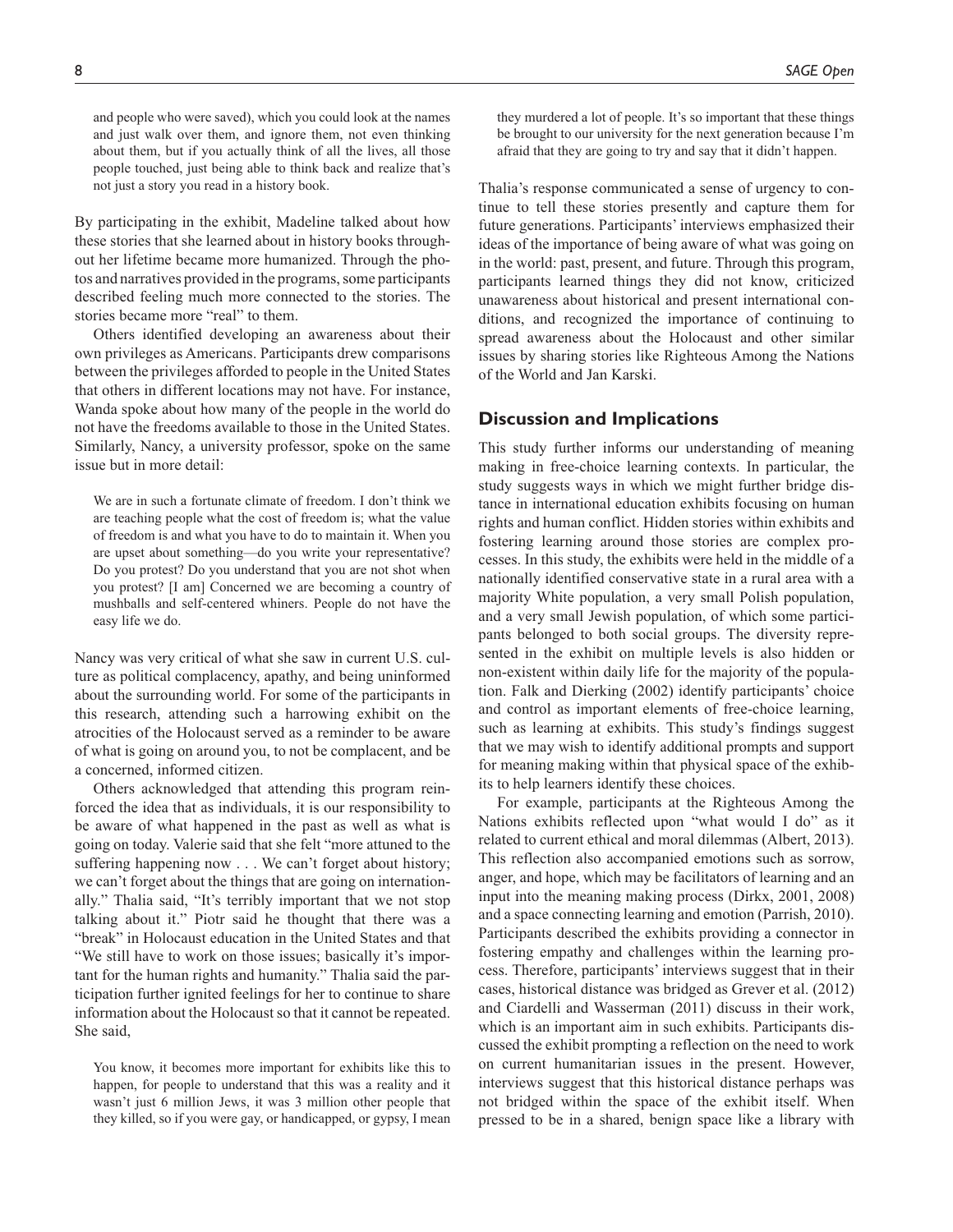and people who were saved), which you could look at the names and just walk over them, and ignore them, not even thinking about them, but if you actually think of all the lives, all those people touched, just being able to think back and realize that's not just a story you read in a history book.

By participating in the exhibit, Madeline talked about how these stories that she learned about in history books throughout her lifetime became more humanized. Through the photos and narratives provided in the programs, some participants described feeling much more connected to the stories. The stories became more "real" to them.

Others identified developing an awareness about their own privileges as Americans. Participants drew comparisons between the privileges afforded to people in the United States that others in different locations may not have. For instance, Wanda spoke about how many of the people in the world do not have the freedoms available to those in the United States. Similarly, Nancy, a university professor, spoke on the same issue but in more detail:

> We are in such a fortunate climate of freedom. I don't think we are teaching people what the cost of freedom is; what the value of freedom is and what you have to do to maintain it. When you are upset about something—do you write your representative? Do you protest? Do you understand that you are not shot when you protest? [I am] Concerned we are becoming a country of mushballs and self-centered whiners. People do not have the easy life we do.

Nancy was very critical of what she saw in current U.S. culture as political complacency, apathy, and being uninformed about the surrounding world. For some of the participants in this research, attending such a harrowing exhibit on the atrocities of the Holocaust served as a reminder to be aware of what is going on around you, to not be complacent, and be a concerned, informed citizen.

Others acknowledged that attending this program reinforced the idea that as individuals, it is our responsibility to be aware of what happened in the past as well as what is going on today. Valerie said that she felt "more attuned to the suffering happening now . . . We can't forget about history; we can't forget about the things that are going on internationally." Thalia said, "It's terribly important that we not stop talking about it." Piotr said he thought that there was a "break" in Holocaust education in the United States and that "We still have to work on those issues; basically it's important for the human rights and humanity." Thalia said the participation further ignited feelings for her to continue to share information about the Holocaust so that it cannot be repeated. She said,

> You know, it becomes more important for exhibits like this to happen, for people to understand that this was a reality and it wasn't just 6 million Jews, it was 3 million other people that they killed, so if you were gay, or handicapped, or gypsy, I mean they murdered a lot of people. It's so important that these things be brought to our university for the next generation because I'm afraid that they are going to try and say that it didn't happen.

Thalia's response communicated a sense of urgency to continue to tell these stories presently and capture them for future generations. Participants' interviews emphasized their ideas of the importance of being aware of what was going on in the world: past, present, and future. Through this program, participants learned things they did not know, criticized unawareness about historical and present international conditions, and recognized the importance of continuing to spread awareness about the Holocaust and other similar issues by sharing stories like Righteous Among the Nations of the World and Jan Karski.

## Discussion and Implications

This study further informs our understanding of meaning making in free-choice learning contexts. In particular, the study suggests ways in which we might further bridge distance in international education exhibits focusing on human rights and human conflict. Hidden stories within exhibits and fostering learning around those stories are complex processes. In this study, the exhibits were held in the middle of a nationally identified conservative state in a rural area with a majority White population, a very small Polish population, and a very small Jewish population, of which some participants belonged to both social groups. The diversity represented in the exhibit on multiple levels is also hidden or non-existent within daily life for the majority of the population. Falk and Dierking (2002) identify participants' choice and control as important elements of free-choice learning, such as learning at exhibits. This study's findings suggest that we may wish to identify additional prompts and support for meaning making within that physical space of the exhibits to help learners identify these choices.

For example, participants at the Righteous Among the Nations exhibits reflected upon "what would I do" as it related to current ethical and moral dilemmas (Albert, 2013). This reflection also accompanied emotions such as sorrow, anger, and hope, which may be facilitators of learning and an input into the meaning making process (Dirkx, 2001, 2008) and a space connecting learning and emotion (Parrish, 2010). Participants described the exhibits providing a connector in fostering empathy and challenges within the learning process. Therefore, participants' interviews suggest that in their cases, historical distance was bridged as Grever et al. (2012) and Ciardelli and Wasserman (2011) discuss in their work, which is an important aim in such exhibits. Participants discussed the exhibit prompting a reflection on the need to work on current humanitarian issues in the present. However, interviews suggest that this historical distance perhaps was not bridged within the space of the exhibit itself. When pressed to be in a shared, benign space like a library with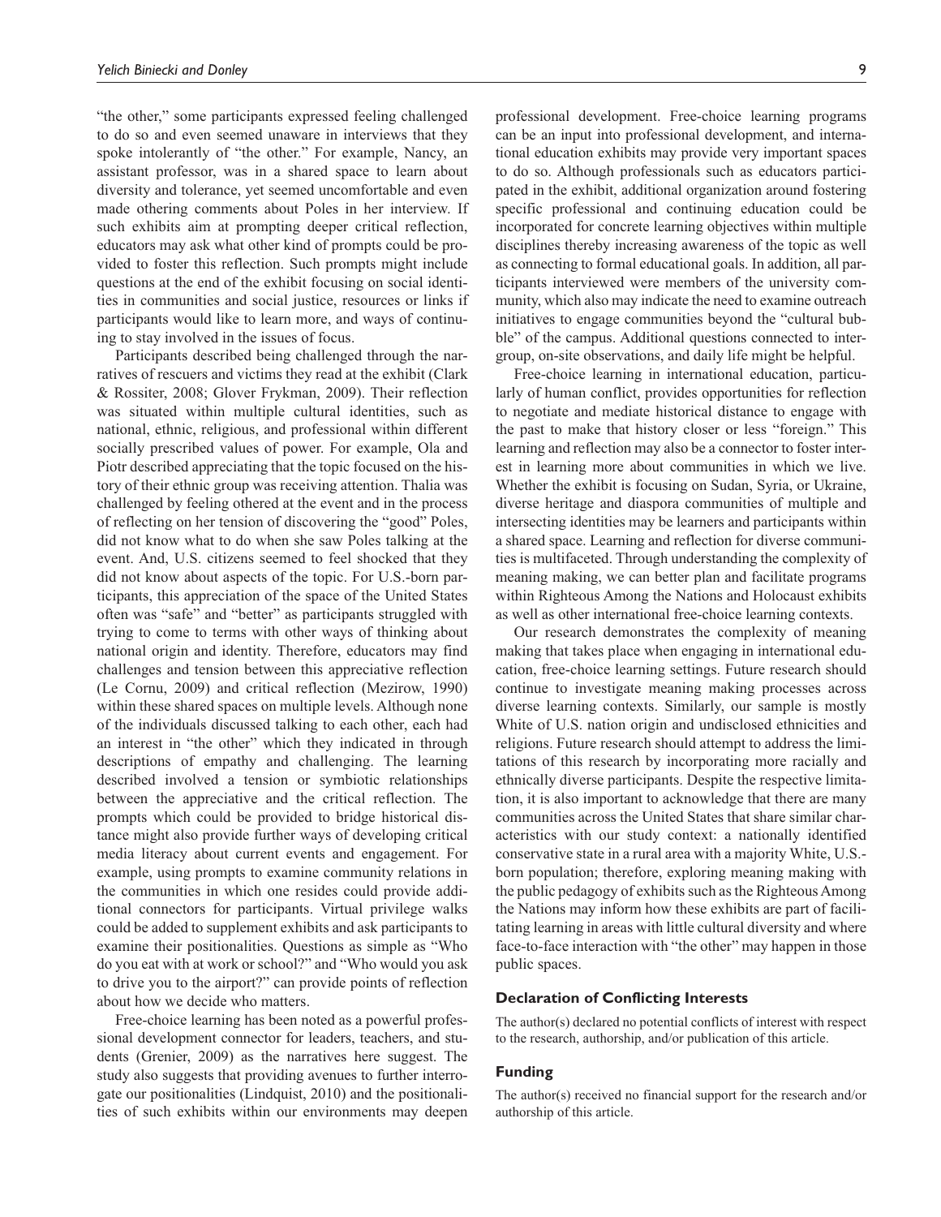"the other," some participants expressed feeling challenged to do so and even seemed unaware in interviews that they spoke intolerantly of "the other." For example, Nancy, an assistant professor, was in a shared space to learn about diversity and tolerance, yet seemed uncomfortable and even made othering comments about Poles in her interview. If such exhibits aim at prompting deeper critical reflection, educators may ask what other kind of prompts could be provided to foster this reflection. Such prompts might include questions at the end of the exhibit focusing on social identities in communities and social justice, resources or links if participants would like to learn more, and ways of continuing to stay involved in the issues of focus.

Participants described being challenged through the narratives of rescuers and victims they read at the exhibit (Clark & Rossiter, 2008; Glover Frykman, 2009). Their reflection was situated within multiple cultural identities, such as national, ethnic, religious, and professional within different socially prescribed values of power. For example, Ola and Piotr described appreciating that the topic focused on the history of their ethnic group was receiving attention. Thalia was challenged by feeling othered at the event and in the process of reflecting on her tension of discovering the "good" Poles, did not know what to do when she saw Poles talking at the event. And, U.S. citizens seemed to feel shocked that they did not know about aspects of the topic. For U.S.-born participants, this appreciation of the space of the United States often was "safe" and "better" as participants struggled with trying to come to terms with other ways of thinking about national origin and identity. Therefore, educators may find challenges and tension between this appreciative reflection (Le Cornu, 2009) and critical reflection (Mezirow, 1990) within these shared spaces on multiple levels. Although none of the individuals discussed talking to each other, each had an interest in "the other" which they indicated in through descriptions of empathy and challenging. The learning described involved a tension or symbiotic relationships between the appreciative and the critical reflection. The prompts which could be provided to bridge historical distance might also provide further ways of developing critical media literacy about current events and engagement. For example, using prompts to examine community relations in the communities in which one resides could provide additional connectors for participants. Virtual privilege walks could be added to supplement exhibits and ask participants to examine their positionalities. Questions as simple as "Who do you eat with at work or school?" and "Who would you ask to drive you to the airport?" can provide points of reflection about how we decide who matters.

Free-choice learning has been noted as a powerful professional development connector for leaders, teachers, and students (Grenier, 2009) as the narratives here suggest. The study also suggests that providing avenues to further interrogate our positionalities (Lindquist, 2010) and the positionalities of such exhibits within our environments may deepen professional development. Free-choice learning programs can be an input into professional development, and international education exhibits may provide very important spaces to do so. Although professionals such as educators participated in the exhibit, additional organization around fostering specific professional and continuing education could be incorporated for concrete learning objectives within multiple disciplines thereby increasing awareness of the topic as well as connecting to formal educational goals. In addition, all participants interviewed were members of the university community, which also may indicate the need to examine outreach initiatives to engage communities beyond the "cultural bubble" of the campus. Additional questions connected to intergroup, on-site observations, and daily life might be helpful.

Free-choice learning in international education, particularly of human conflict, provides opportunities for reflection to negotiate and mediate historical distance to engage with the past to make that history closer or less "foreign." This learning and reflection may also be a connector to foster interest in learning more about communities in which we live. Whether the exhibit is focusing on Sudan, Syria, or Ukraine, diverse heritage and diaspora communities of multiple and intersecting identities may be learners and participants within a shared space. Learning and reflection for diverse communities is multifaceted. Through understanding the complexity of meaning making, we can better plan and facilitate programs within Righteous Among the Nations and Holocaust exhibits as well as other international free-choice learning contexts.

Our research demonstrates the complexity of meaning making that takes place when engaging in international education, free-choice learning settings. Future research should continue to investigate meaning making processes across diverse learning contexts. Similarly, our sample is mostly White of U.S. nation origin and undisclosed ethnicities and religions. Future research should attempt to address the limitations of this research by incorporating more racially and ethnically diverse participants. Despite the respective limitation, it is also important to acknowledge that there are many communities across the United States that share similar characteristics with our study context: a nationally identified conservative state in a rural area with a majority White, U.S.-born population; therefore, exploring meaning making with the public pedagogy of exhibits such as the Righteous Among the Nations may inform how these exhibits are part of facilitating learning in areas with little cultural diversity and where face-to-face interaction with "the other" may happen in those public spaces.

## Declaration of Conflicting Interests

The author(s) declared no potential conflicts of interest with respect to the research, authorship, and/or publication of this article.

## Funding

The author(s) received no financial support for the research and/or authorship of this article.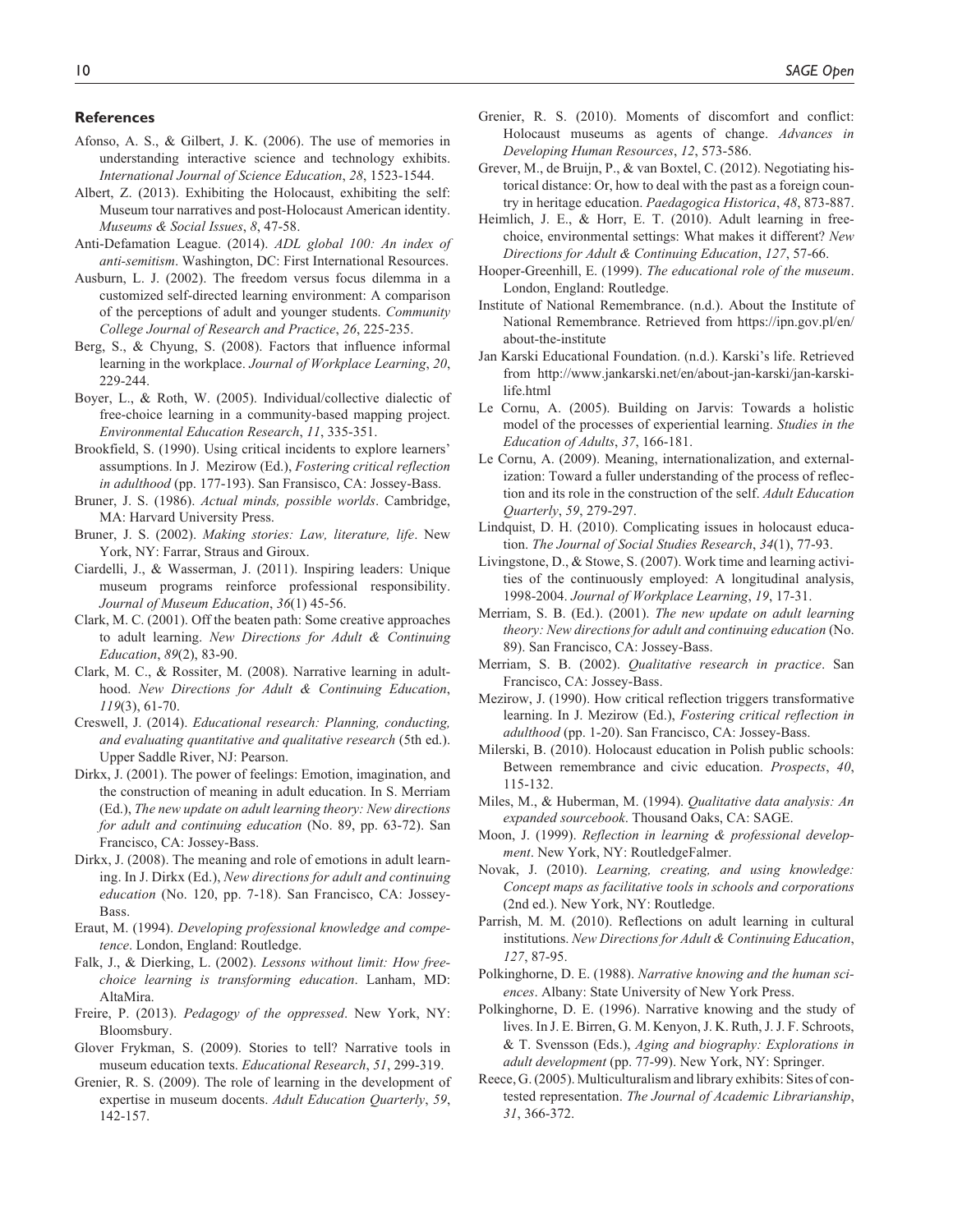## References

Afonso, A. S., & Gilbert, J. K. (2006). The use of memories in understanding interactive science and technology exhibits. *International Journal of Science Education*, *28*, 1523-1544.

Albert, Z. (2013). Exhibiting the Holocaust, exhibiting the self: Museum tour narratives and post-Holocaust American identity. *Museums & Social Issues*, *8*, 47-58.

Anti-Defamation League. (2014). *ADL global 100: An index of anti-semitism*. Washington, DC: First International Resources.

Ausburn, L. J. (2002). The freedom versus focus dilemma in a customized self-directed learning environment: A comparison of the perceptions of adult and younger students. *Community College Journal of Research and Practice*, *26*, 225-235.

Berg, S., & Chyung, S. (2008). Factors that influence informal learning in the workplace. *Journal of Workplace Learning*, *20*, 229-244.

Boyer, L., & Roth, W. (2005). Individual/collective dialectic of free-choice learning in a community-based mapping project. *Environmental Education Research*, *11*, 335-351.

Brookfield, S. (1990). Using critical incidents to explore learners' assumptions. In J. Mezirow (Ed.), *Fostering critical reflection in adulthood* (pp. 177-193). San Fransisco, CA: Jossey-Bass.

Bruner, J. S. (1986). *Actual minds, possible worlds*. Cambridge, MA: Harvard University Press.

Bruner, J. S. (2002). *Making stories: Law, literature, life*. New York, NY: Farrar, Straus and Giroux.

Ciardelli, J., & Wasserman, J. (2011). Inspiring leaders: Unique museum programs reinforce professional responsibility. *Journal of Museum Education*, *36*(1) 45-56.

Clark, M. C. (2001). Off the beaten path: Some creative approaches to adult learning. *New Directions for Adult & Continuing Education*, *89*(2), 83-90.

Clark, M. C., & Rossiter, M. (2008). Narrative learning in adulthood. *New Directions for Adult & Continuing Education*, *119*(3), 61-70.

Creswell, J. (2014). *Educational research: Planning, conducting, and evaluating quantitative and qualitative research* (5th ed.). Upper Saddle River, NJ: Pearson.

Dirkx, J. (2001). The power of feelings: Emotion, imagination, and the construction of meaning in adult education. In S. Merriam (Ed.), *The new update on adult learning theory: New directions for adult and continuing education* (No. 89, pp. 63-72). San Francisco, CA: Jossey-Bass.

Dirkx, J. (2008). The meaning and role of emotions in adult learning. In J. Dirkx (Ed.), *New directions for adult and continuing education* (No. 120, pp. 7-18). San Francisco, CA: Jossey-Bass.

Eraut, M. (1994). *Developing professional knowledge and competence*. London, England: Routledge.

Falk, J., & Dierking, L. (2002). *Lessons without limit: How free-choice learning is transforming education*. Lanham, MD: AltaMira.

Freire, P. (2013). *Pedagogy of the oppressed*. New York, NY: Bloomsbury.

Glover Frykman, S. (2009). Stories to tell? Narrative tools in museum education texts. *Educational Research*, *51*, 299-319.

Grenier, R. S. (2009). The role of learning in the development of expertise in museum docents. *Adult Education Quarterly*, *59*, 142-157.

Grenier, R. S. (2010). Moments of discomfort and conflict: Holocaust museums as agents of change. *Advances in Developing Human Resources*, *12*, 573-586.

Grever, M., de Bruijn, P., & van Boxtel, C. (2012). Negotiating historical distance: Or, how to deal with the past as a foreign country in heritage education. *Paedagogica Historica*, *48*, 873-887.

Heimlich, J. E., & Horr, E. T. (2010). Adult learning in free-choice, environmental settings: What makes it different? *New Directions for Adult & Continuing Education*, *127*, 57-66.

Hooper-Greenhill, E. (1999). *The educational role of the museum*. London, England: Routledge.

Institute of National Remembrance. (n.d.). About the Institute of National Remembrance. Retrieved from https://ipn.gov.pl/en/about-the-institute

Jan Karski Educational Foundation. (n.d.). Karski's life. Retrieved from http://www.jankarski.net/en/about-jan-karski/jan-karski-life.html

Le Cornu, A. (2005). Building on Jarvis: Towards a holistic model of the processes of experiential learning. *Studies in the Education of Adults*, *37*, 166-181.

Le Cornu, A. (2009). Meaning, internationalization, and externalization: Toward a fuller understanding of the process of reflection and its role in the construction of the self. *Adult Education Quarterly*, *59*, 279-297.

Lindquist, D. H. (2010). Complicating issues in holocaust education. *The Journal of Social Studies Research*, *34*(1), 77-93.

Livingstone, D., & Stowe, S. (2007). Work time and learning activities of the continuously employed: A longitudinal analysis, 1998-2004. *Journal of Workplace Learning*, *19*, 17-31.

Merriam, S. B. (Ed.). (2001). *The new update on adult learning theory: New directions for adult and continuing education* (No. 89). San Francisco, CA: Jossey-Bass.

Merriam, S. B. (2002). *Qualitative research in practice*. San Francisco, CA: Jossey-Bass.

Mezirow, J. (1990). How critical reflection triggers transformative learning. In J. Mezirow (Ed.), *Fostering critical reflection in adulthood* (pp. 1-20). San Francisco, CA: Jossey-Bass.

Milerski, B. (2010). Holocaust education in Polish public schools: Between remembrance and civic education. *Prospects*, *40*, 115-132.

Miles, M., & Huberman, M. (1994). *Qualitative data analysis: An expanded sourcebook*. Thousand Oaks, CA: SAGE.

Moon, J. (1999). *Reflection in learning & professional development*. New York, NY: RoutledgeFalmer.

Novak, J. (2010). *Learning, creating, and using knowledge: Concept maps as facilitative tools in schools and corporations* (2nd ed.). New York, NY: Routledge.

Parrish, M. M. (2010). Reflections on adult learning in cultural institutions. *New Directions for Adult & Continuing Education*, *127*, 87-95.

Polkinghorne, D. E. (1988). *Narrative knowing and the human sciences*. Albany: State University of New York Press.

Polkinghorne, D. E. (1996). Narrative knowing and the study of lives. In J. E. Birren, G. M. Kenyon, J. K. Ruth, J. J. F. Schroots, & T. Svensson (Eds.), *Aging and biography: Explorations in adult development* (pp. 77-99). New York, NY: Springer.

Reece, G. (2005). Multiculturalism and library exhibits: Sites of contested representation. *The Journal of Academic Librarianship*, *31*, 366-372.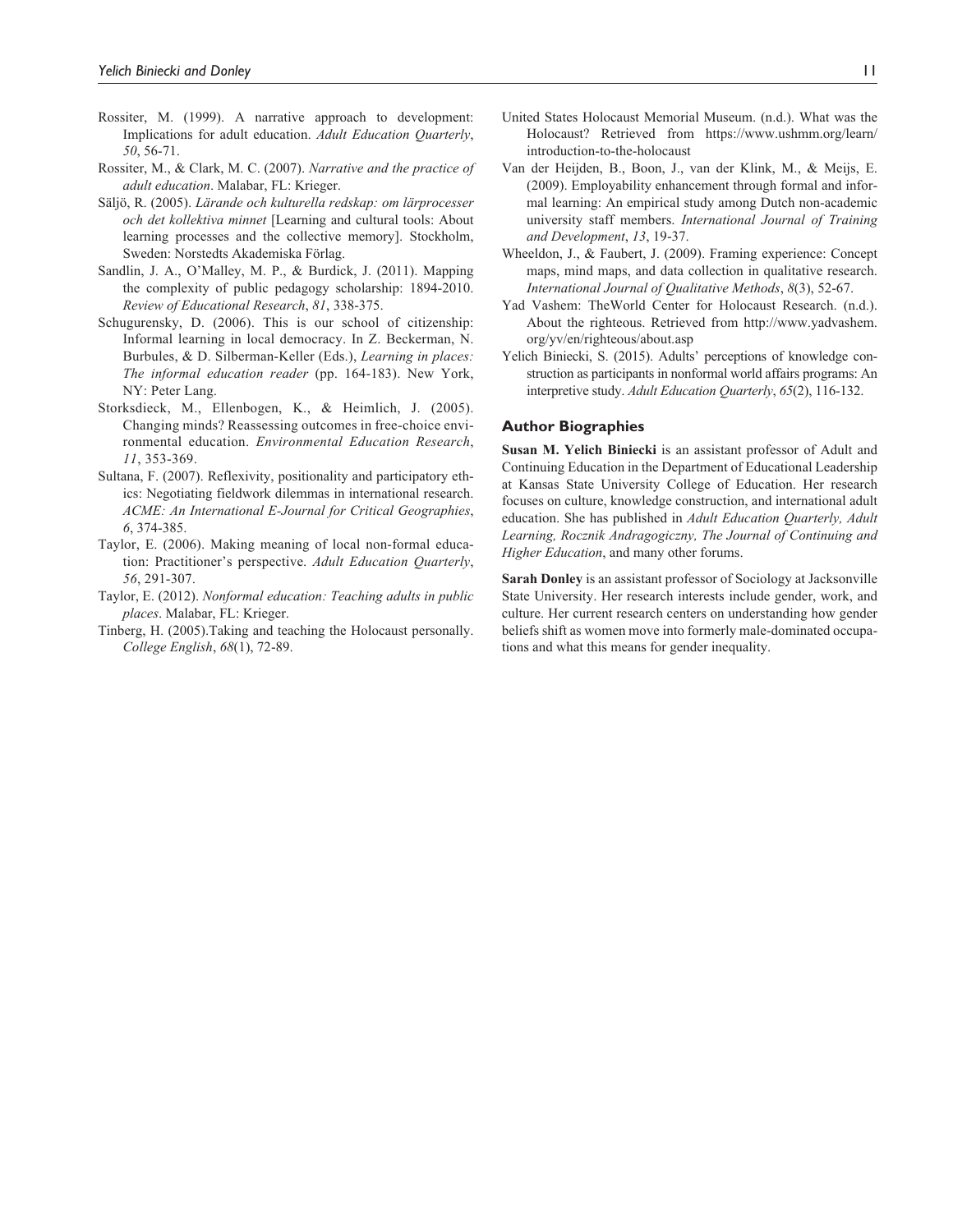Rossiter, M. (1999). A narrative approach to development: Implications for adult education. *Adult Education Quarterly*, *50*, 56-71.

Rossiter, M., & Clark, M. C. (2007). *Narrative and the practice of adult education*. Malabar, FL: Krieger.

Säljö, R. (2005). *Lärande och kulturella redskap: om lärprocesser och det kollektiva minnet* [Learning and cultural tools: About learning processes and the collective memory]. Stockholm, Sweden: Norstedts Akademiska Förlag.

Sandlin, J. A., O'Malley, M. P., & Burdick, J. (2011). Mapping the complexity of public pedagogy scholarship: 1894-2010. *Review of Educational Research*, *81*, 338-375.

Schugurensky, D. (2006). This is our school of citizenship: Informal learning in local democracy. In Z. Beckerman, N. Burbules, & D. Silberman-Keller (Eds.), *Learning in places: The informal education reader* (pp. 164-183). New York, NY: Peter Lang.

Storksdieck, M., Ellenbogen, K., & Heimlich, J. (2005). Changing minds? Reassessing outcomes in free-choice environmental education. *Environmental Education Research*, *11*, 353-369.

Sultana, F. (2007). Reflexivity, positionality and participatory ethics: Negotiating fieldwork dilemmas in international research. *ACME: An International E-Journal for Critical Geographies*, *6*, 374-385.

Taylor, E. (2006). Making meaning of local non-formal education: Practitioner's perspective. *Adult Education Quarterly*, *56*, 291-307.

Taylor, E. (2012). *Nonformal education: Teaching adults in public places*. Malabar, FL: Krieger.

Tinberg, H. (2005).Taking and teaching the Holocaust personally. *College English*, *68*(1), 72-89.

United States Holocaust Memorial Museum. (n.d.). What was the Holocaust? Retrieved from https://www.ushmm.org/learn/introduction-to-the-holocaust

Van der Heijden, B., Boon, J., van der Klink, M., & Meijs, E. (2009). Employability enhancement through formal and informal learning: An empirical study among Dutch non-academic university staff members. *International Journal of Training and Development*, *13*, 19-37.

Wheeldon, J., & Faubert, J. (2009). Framing experience: Concept maps, mind maps, and data collection in qualitative research. *International Journal of Qualitative Methods*, *8*(3), 52-67.

Yad Vashem: TheWorld Center for Holocaust Research. (n.d.). About the righteous. Retrieved from http://www.yadvashem.org/yv/en/righteous/about.asp

Yelich Biniecki, S. (2015). Adults' perceptions of knowledge construction as participants in nonformal world affairs programs: An interpretive study. *Adult Education Quarterly*, *65*(2), 116-132.

## Author Biographies

**Susan M. Yelich Biniecki** is an assistant professor of Adult and Continuing Education in the Department of Educational Leadership at Kansas State University College of Education. Her research focuses on culture, knowledge construction, and international adult education. She has published in *Adult Education Quarterly, Adult Learning, Rocznik Andragogiczny, The Journal of Continuing and Higher Education*, and many other forums.

**Sarah Donley** is an assistant professor of Sociology at Jacksonville State University. Her research interests include gender, work, and culture. Her current research centers on understanding how gender beliefs shift as women move into formerly male-dominated occupations and what this means for gender inequality.